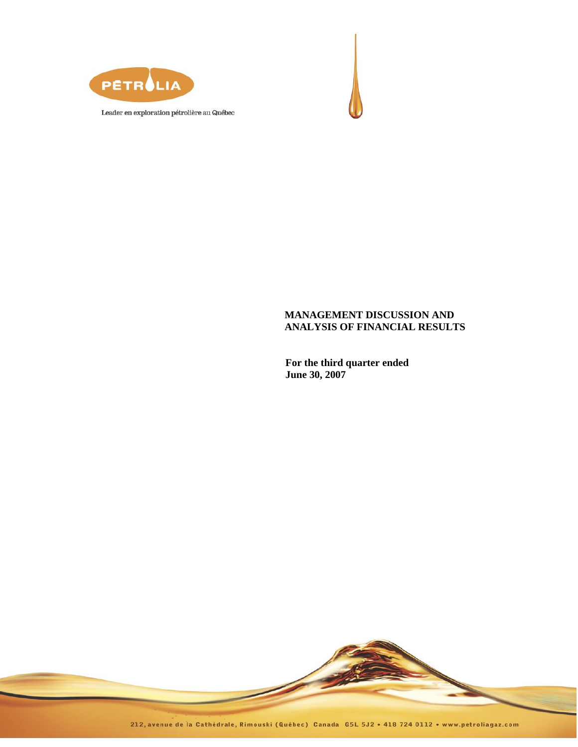PÉTROLIA

Leader en exploration pétrolière au Québec

# MANAGEMENT DISCUSSION AND ANALYSIS OF FINANCIAL RESULTS

**For the third quarter ended June 30, 2007**

212, avenue de la Cathédrale, Rimouski (Québec) Canada G5L 5J2 • 418 724 0112 • www.petroliagaz.com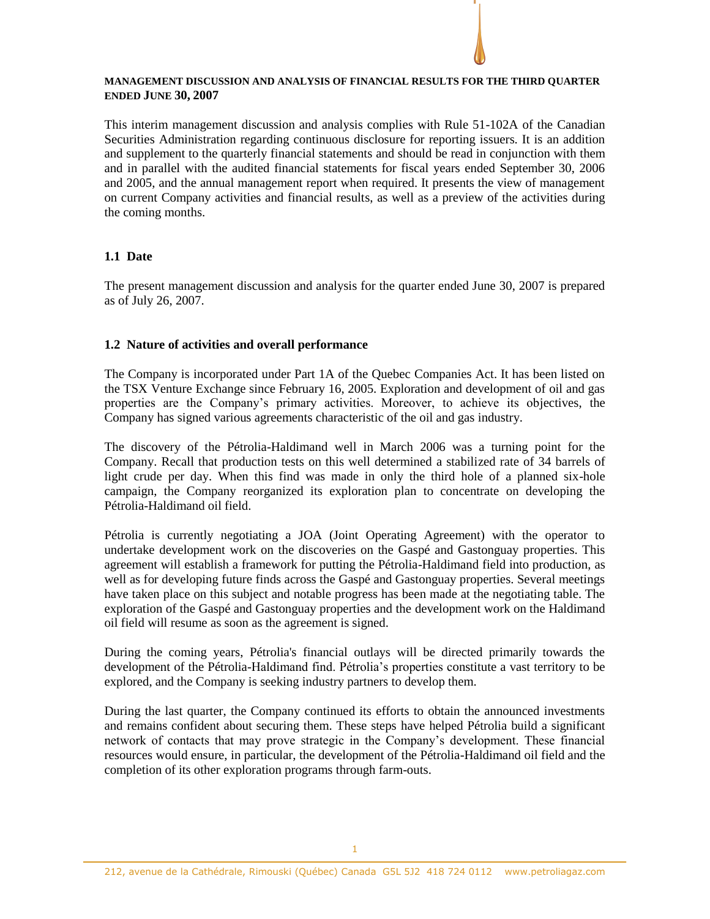**MANAGEMENT DISCUSSION AND ANALYSIS OF FINANCIAL RESULTS FOR THE THIRD QUARTER ENDED JUNE 30, 2007**

This interim management discussion and analysis complies with Rule 51-102A of the Canadian Securities Administration regarding continuous disclosure for reporting issuers. It is an addition and supplement to the quarterly financial statements and should be read in conjunction with them and in parallel with the audited financial statements for fiscal years ended September 30, 2006 and 2005, and the annual management report when required. It presents the view of management on current Company activities and financial results, as well as a preview of the activities during the coming months.

## 1.1 Date

The present management discussion and analysis for the quarter ended June 30, 2007 is prepared as of July 26, 2007.

## 1.2 Nature of activities and overall performance

The Company is incorporated under Part 1A of the Quebec Companies Act. It has been listed on the TSX Venture Exchange since February 16, 2005. Exploration and development of oil and gas properties are the Company's primary activities. Moreover, to achieve its objectives, the Company has signed various agreements characteristic of the oil and gas industry.

The discovery of the Pétrolia-Haldimand well in March 2006 was a turning point for the Company. Recall that production tests on this well determined a stabilized rate of 34 barrels of light crude per day. When this find was made in only the third hole of a planned six-hole campaign, the Company reorganized its exploration plan to concentrate on developing the Pétrolia-Haldimand oil field.

Pétrolia is currently negotiating a JOA (Joint Operating Agreement) with the operator to undertake development work on the discoveries on the Gaspé and Gastonguay properties. This agreement will establish a framework for putting the Pétrolia-Haldimand field into production, as well as for developing future finds across the Gaspé and Gastonguay properties. Several meetings have taken place on this subject and notable progress has been made at the negotiating table. The exploration of the Gaspé and Gastonguay properties and the development work on the Haldimand oil field will resume as soon as the agreement is signed.

During the coming years, Pétrolia's financial outlays will be directed primarily towards the development of the Pétrolia-Haldimand find. Pétrolia's properties constitute a vast territory to be explored, and the Company is seeking industry partners to develop them.

During the last quarter, the Company continued its efforts to obtain the announced investments and remains confident about securing them. These steps have helped Pétrolia build a significant network of contacts that may prove strategic in the Company's development. These financial resources would ensure, in particular, the development of the Pétrolia-Haldimand oil field and the completion of its other exploration programs through farm-outs.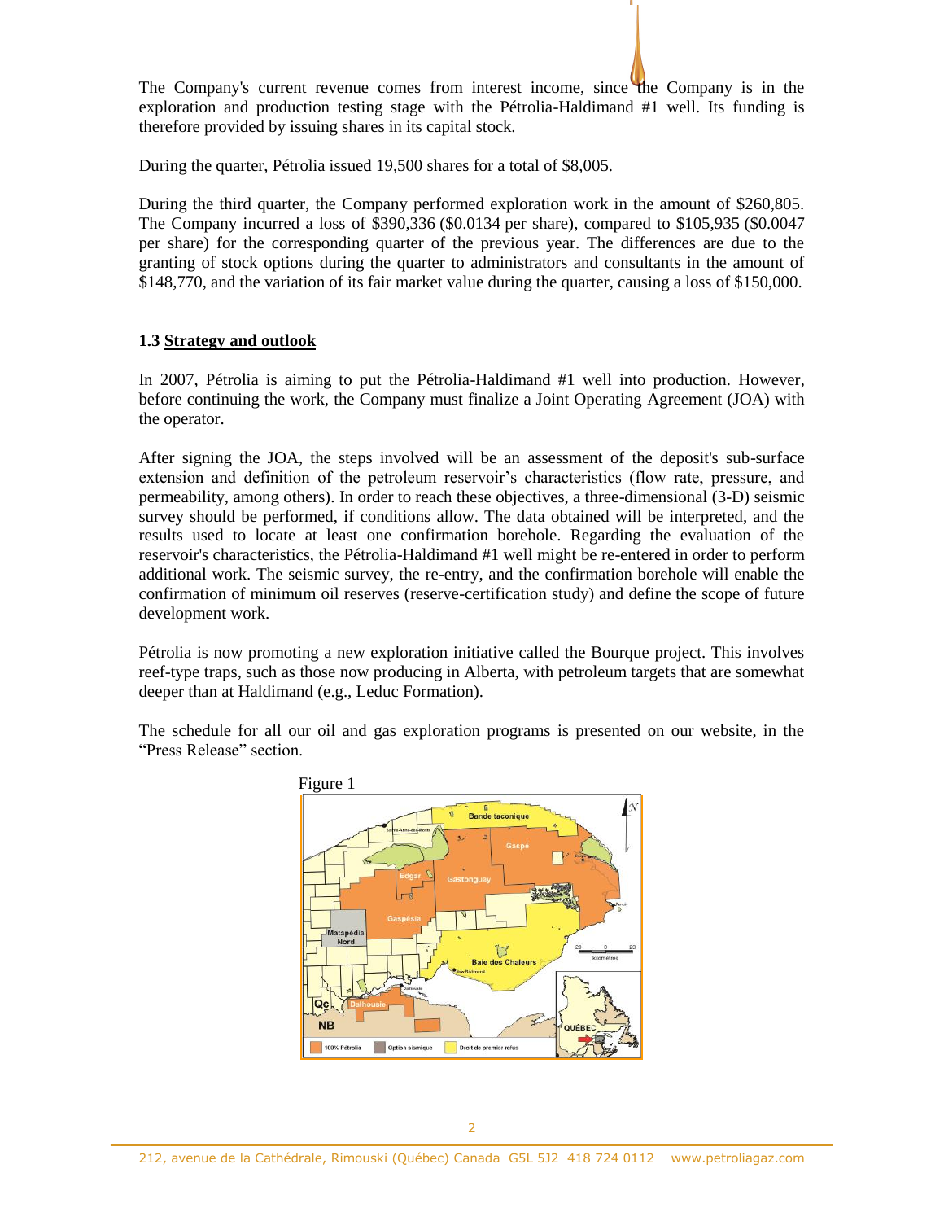The Company's current revenue comes from interest income, since the Company is in the exploration and production testing stage with the Pétrolia-Haldimand #1 well. Its funding is therefore provided by issuing shares in its capital stock.

During the quarter, Pétrolia issued 19,500 shares for a total of $8,005.

During the third quarter, the Company performed exploration work in the amount of $260,805. The Company incurred a loss of $390,336 ($0.0134 per share), compared to $105,935 ($0.0047 per share) for the corresponding quarter of the previous year. The differences are due to the granting of stock options during the quarter to administrators and consultants in the amount of $148,770, and the variation of its fair market value during the quarter, causing a loss of $150,000.

### 1.3 Strategy and outlook

In 2007, Pétrolia is aiming to put the Pétrolia-Haldimand #1 well into production. However, before continuing the work, the Company must finalize a Joint Operating Agreement (JOA) with the operator.

After signing the JOA, the steps involved will be an assessment of the deposit's sub-surface extension and definition of the petroleum reservoir's characteristics (flow rate, pressure, and permeability, among others). In order to reach these objectives, a three-dimensional (3-D) seismic survey should be performed, if conditions allow. The data obtained will be interpreted, and the results used to locate at least one confirmation borehole. Regarding the evaluation of the reservoir's characteristics, the Pétrolia-Haldimand #1 well might be re-entered in order to perform additional work. The seismic survey, the re-entry, and the confirmation borehole will enable the confirmation of minimum oil reserves (reserve-certification study) and define the scope of future development work.

Pétrolia is now promoting a new exploration initiative called the Bourque project. This involves reef-type traps, such as those now producing in Alberta, with petroleum targets that are somewhat deeper than at Haldimand (e.g., Leduc Formation).

The schedule for all our oil and gas exploration programs is presented on our website, in the "Press Release" section.

Figure 1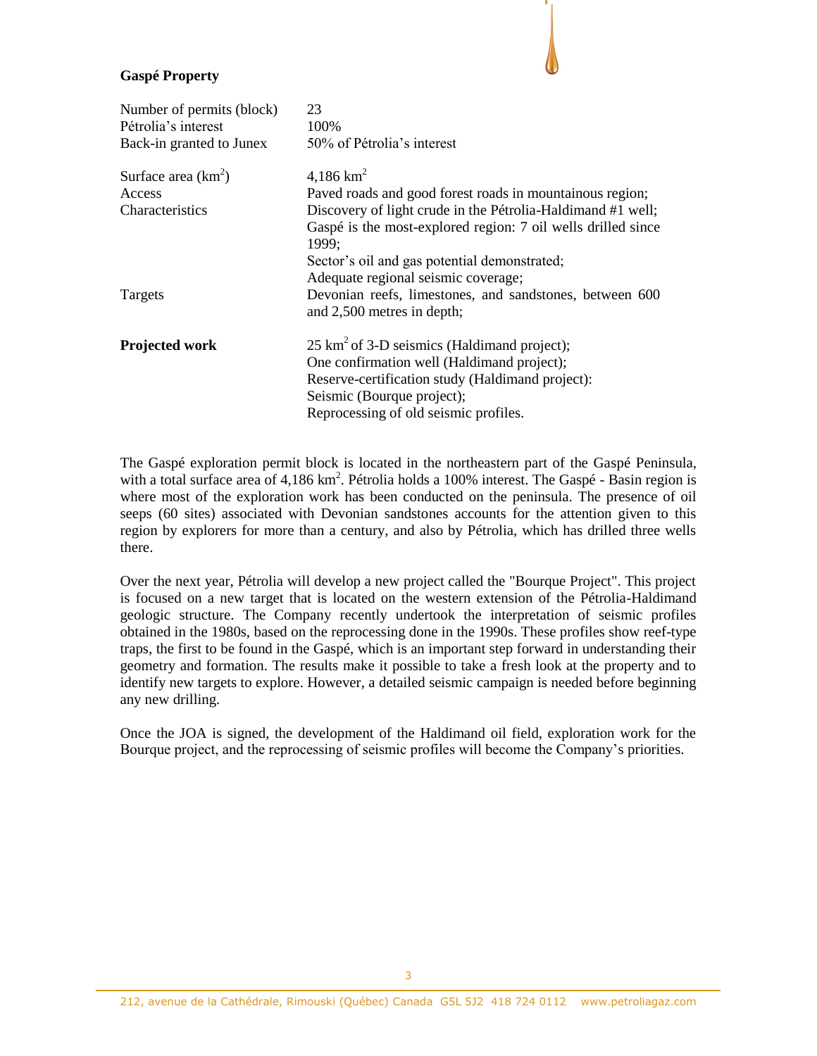**Gaspé Property**

| | |
|---|---|
| Number of permits (block) | 23 |
| Pétrolia's interest | 100% |
| Back-in granted to Junex | 50% of Pétrolia's interest |
| Surface area ($km^2$) | 4,186 $km^2$ |
| Access | Paved roads and good forest roads in mountainous region; |
| Characteristics | Discovery of light crude in the Pétrolia-Haldimand #1 well; Gaspé is the most-explored region: 7 oil wells drilled since 1999; Sector's oil and gas potential demonstrated; Adequate regional seismic coverage; |
| Targets | Devonian reefs, limestones, and sandstones, between 600 and 2,500 metres in depth; |
| **Projected work** | 25 $km^2$ of 3-D seismics (Haldimand project); One confirmation well (Haldimand project); Reserve-certification study (Haldimand project): Seismic (Bourque project); Reprocessing of old seismic profiles. |

The Gaspé exploration permit block is located in the northeastern part of the Gaspé Peninsula, with a total surface area of 4,186 $km^2$. Pétrolia holds a 100% interest. The Gaspé - Basin region is where most of the exploration work has been conducted on the peninsula. The presence of oil seeps (60 sites) associated with Devonian sandstones accounts for the attention given to this region by explorers for more than a century, and also by Pétrolia, which has drilled three wells there.

Over the next year, Pétrolia will develop a new project called the "Bourque Project". This project is focused on a new target that is located on the western extension of the Pétrolia-Haldimand geologic structure. The Company recently undertook the interpretation of seismic profiles obtained in the 1980s, based on the reprocessing done in the 1990s. These profiles show reef-type traps, the first to be found in the Gaspé, which is an important step forward in understanding their geometry and formation. The results make it possible to take a fresh look at the property and to identify new targets to explore. However, a detailed seismic campaign is needed before beginning any new drilling.

Once the JOA is signed, the development of the Haldimand oil field, exploration work for the Bourque project, and the reprocessing of seismic profiles will become the Company's priorities.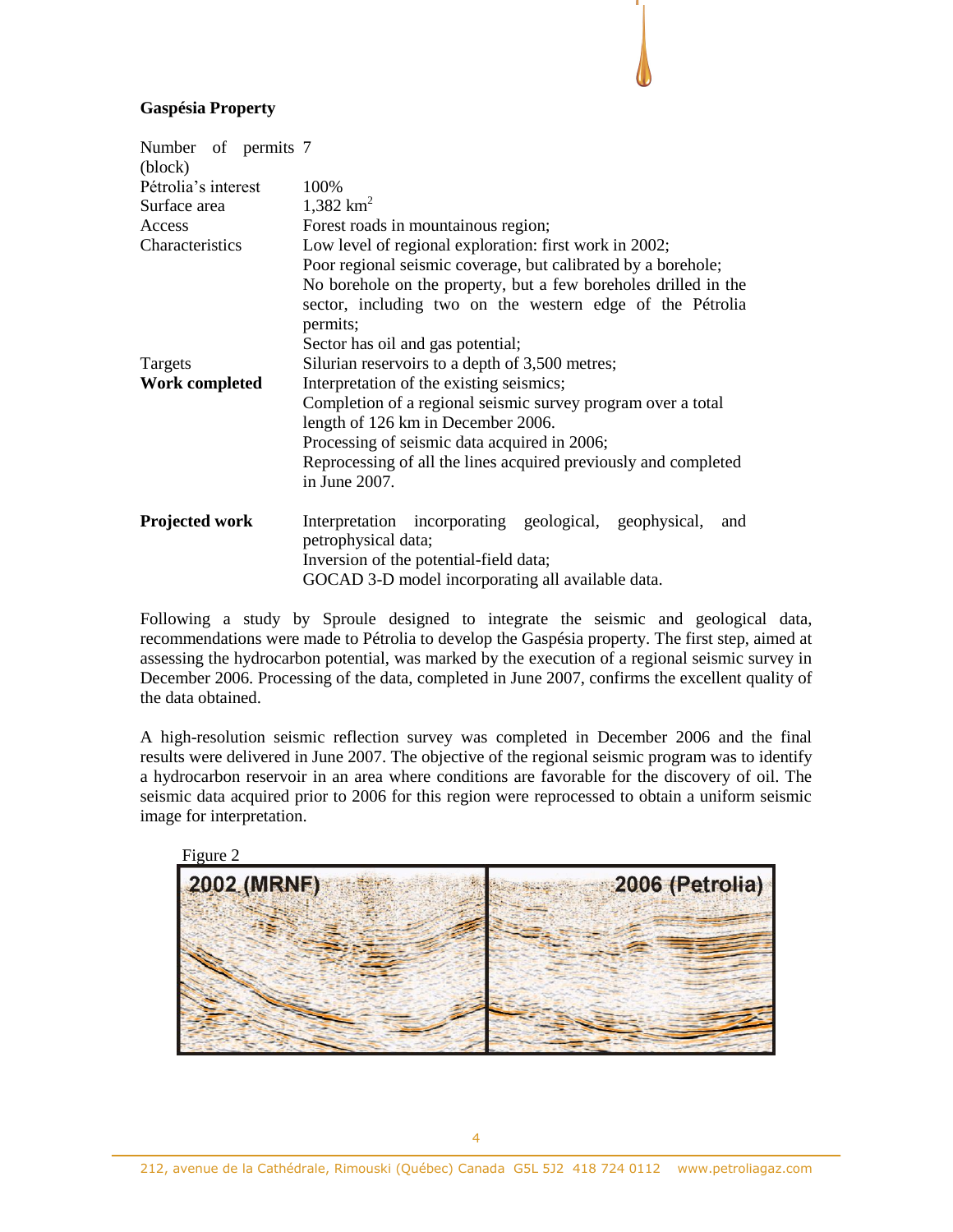**Gaspésia Property**

| | |
|---|---|
| Number of permits (block) | 7 |
| Pétrolia's interest | 100% |
| Surface area | 1,382 km$^2$ |
| Access | Forest roads in mountainous region; |
| Characteristics | Low level of regional exploration: first work in 2002;<br>Poor regional seismic coverage, but calibrated by a borehole;<br>No borehole on the property, but a few boreholes drilled in the sector, including two on the western edge of the Pétrolia permits;<br>Sector has oil and gas potential; |
| Targets | Silurian reservoirs to a depth of 3,500 metres; |
| **Work completed** | Interpretation of the existing seismics;<br>Completion of a regional seismic survey program over a total length of 126 km in December 2006.<br>Processing of seismic data acquired in 2006;<br>Reprocessing of all the lines acquired previously and completed in June 2007. |
| **Projected work** | Interpretation incorporating geological, geophysical, and petrophysical data;<br>Inversion of the potential-field data;<br>GOCAD 3-D model incorporating all available data. |

Following a study by Sproule designed to integrate the seismic and geological data, recommendations were made to Pétrolia to develop the Gaspésia property. The first step, aimed at assessing the hydrocarbon potential, was marked by the execution of a regional seismic survey in December 2006. Processing of the data, completed in June 2007, confirms the excellent quality of the data obtained.

A high-resolution seismic reflection survey was completed in December 2006 and the final results were delivered in June 2007. The objective of the regional seismic program was to identify a hydrocarbon reservoir in an area where conditions are favorable for the discovery of oil. The seismic data acquired prior to 2006 for this region were reprocessed to obtain a uniform seismic image for interpretation.

Figure 2

2002 (MRNF) | 2006 (Petrolia)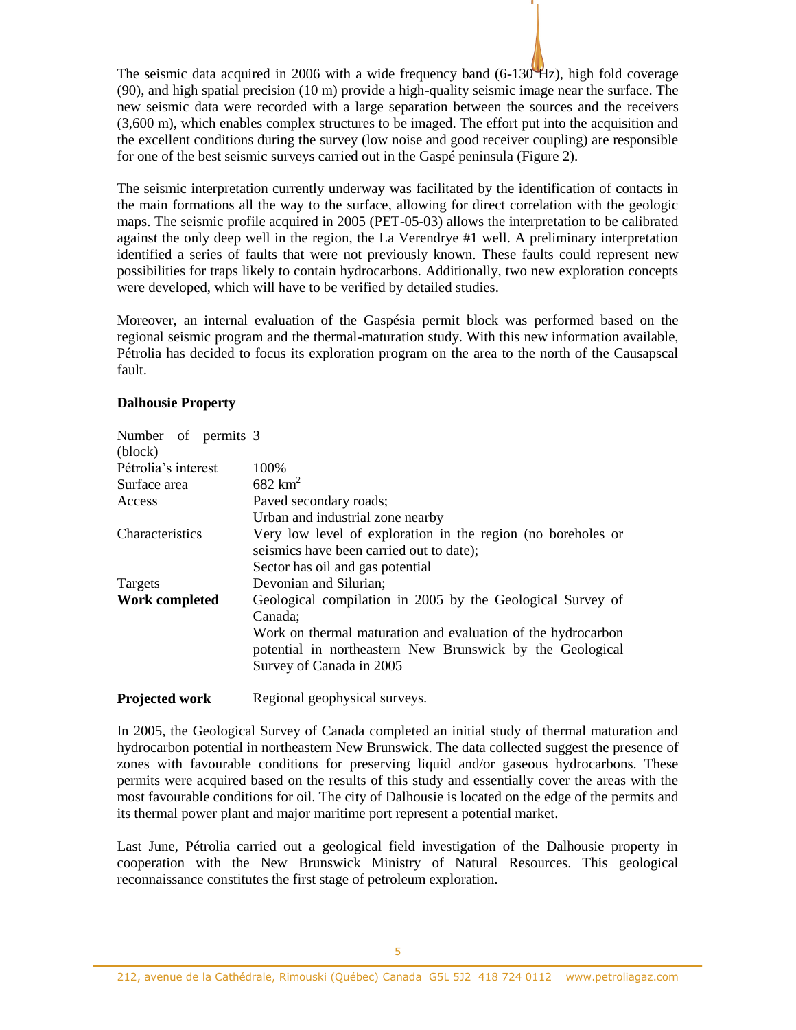The seismic data acquired in 2006 with a wide frequency band (6-130 Hz), high fold coverage (90), and high spatial precision (10 m) provide a high-quality seismic image near the surface. The new seismic data were recorded with a large separation between the sources and the receivers (3,600 m), which enables complex structures to be imaged. The effort put into the acquisition and the excellent conditions during the survey (low noise and good receiver coupling) are responsible for one of the best seismic surveys carried out in the Gaspé peninsula (Figure 2).

The seismic interpretation currently underway was facilitated by the identification of contacts in the main formations all the way to the surface, allowing for direct correlation with the geologic maps. The seismic profile acquired in 2005 (PET-05-03) allows the interpretation to be calibrated against the only deep well in the region, the La Verendrye #1 well. A preliminary interpretation identified a series of faults that were not previously known. These faults could represent new possibilities for traps likely to contain hydrocarbons. Additionally, two new exploration concepts were developed, which will have to be verified by detailed studies.

Moreover, an internal evaluation of the Gaspésia permit block was performed based on the regional seismic program and the thermal-maturation study. With this new information available, Pétrolia has decided to focus its exploration program on the area to the north of the Causapscal fault.

**Dalhousie Property**

| | |
|---|---|
| Number of permits (block) | 3 |
| Pétrolia's interest | 100% |
| Surface area | 682 km$^2$ |
| Access | Paved secondary roads;<br>Urban and industrial zone nearby |
| Characteristics | Very low level of exploration in the region (no boreholes or seismics have been carried out to date);<br>Sector has oil and gas potential |
| Targets | Devonian and Silurian; |
| **Work completed** | Geological compilation in 2005 by the Geological Survey of Canada;<br>Work on thermal maturation and evaluation of the hydrocarbon potential in northeastern New Brunswick by the Geological Survey of Canada in 2005 |
| **Projected work** | Regional geophysical surveys. |

In 2005, the Geological Survey of Canada completed an initial study of thermal maturation and hydrocarbon potential in northeastern New Brunswick. The data collected suggest the presence of zones with favourable conditions for preserving liquid and/or gaseous hydrocarbons. These permits were acquired based on the results of this study and essentially cover the areas with the most favourable conditions for oil. The city of Dalhousie is located on the edge of the permits and its thermal power plant and major maritime port represent a potential market.

Last June, Pétrolia carried out a geological field investigation of the Dalhousie property in cooperation with the New Brunswick Ministry of Natural Resources. This geological reconnaissance constitutes the first stage of petroleum exploration.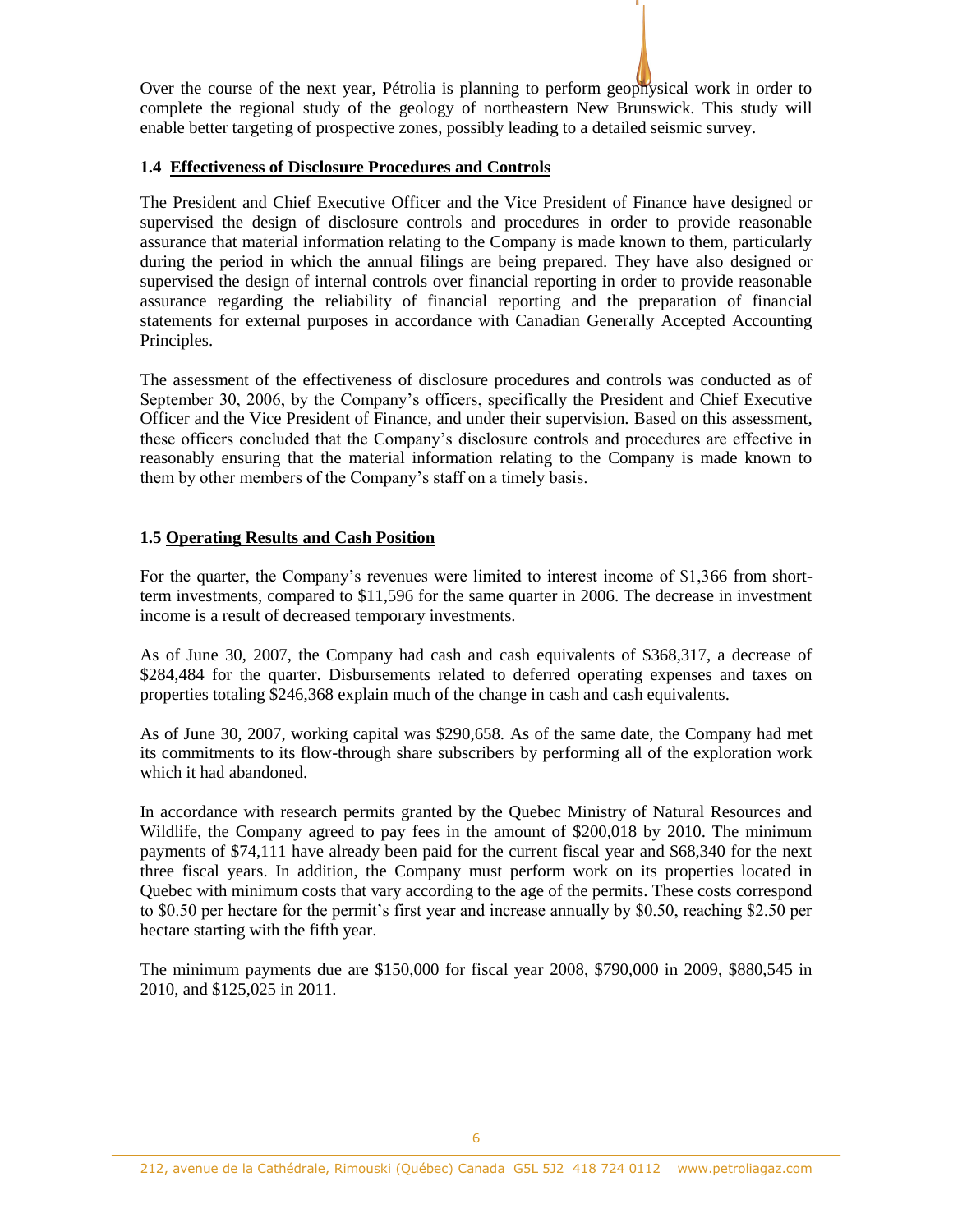Over the course of the next year, Pétrolia is planning to perform geophysical work in order to complete the regional study of the geology of northeastern New Brunswick. This study will enable better targeting of prospective zones, possibly leading to a detailed seismic survey.

### 1.4 Effectiveness of Disclosure Procedures and Controls

The President and Chief Executive Officer and the Vice President of Finance have designed or supervised the design of disclosure controls and procedures in order to provide reasonable assurance that material information relating to the Company is made known to them, particularly during the period in which the annual filings are being prepared. They have also designed or supervised the design of internal controls over financial reporting in order to provide reasonable assurance regarding the reliability of financial reporting and the preparation of financial statements for external purposes in accordance with Canadian Generally Accepted Accounting Principles.

The assessment of the effectiveness of disclosure procedures and controls was conducted as of September 30, 2006, by the Company's officers, specifically the President and Chief Executive Officer and the Vice President of Finance, and under their supervision. Based on this assessment, these officers concluded that the Company's disclosure controls and procedures are effective in reasonably ensuring that the material information relating to the Company is made known to them by other members of the Company's staff on a timely basis.

### 1.5 Operating Results and Cash Position

For the quarter, the Company's revenues were limited to interest income of $1,366 from short-term investments, compared to $11,596 for the same quarter in 2006. The decrease in investment income is a result of decreased temporary investments.

As of June 30, 2007, the Company had cash and cash equivalents of $368,317, a decrease of $284,484 for the quarter. Disbursements related to deferred operating expenses and taxes on properties totaling $246,368 explain much of the change in cash and cash equivalents.

As of June 30, 2007, working capital was $290,658. As of the same date, the Company had met its commitments to its flow-through share subscribers by performing all of the exploration work which it had abandoned.

In accordance with research permits granted by the Quebec Ministry of Natural Resources and Wildlife, the Company agreed to pay fees in the amount of $200,018 by 2010. The minimum payments of $74,111 have already been paid for the current fiscal year and $68,340 for the next three fiscal years. In addition, the Company must perform work on its properties located in Quebec with minimum costs that vary according to the age of the permits. These costs correspond to $0.50 per hectare for the permit's first year and increase annually by $0.50, reaching $2.50 per hectare starting with the fifth year.

The minimum payments due are $150,000 for fiscal year 2008, $790,000 in 2009, $880,545 in 2010, and $125,025 in 2011.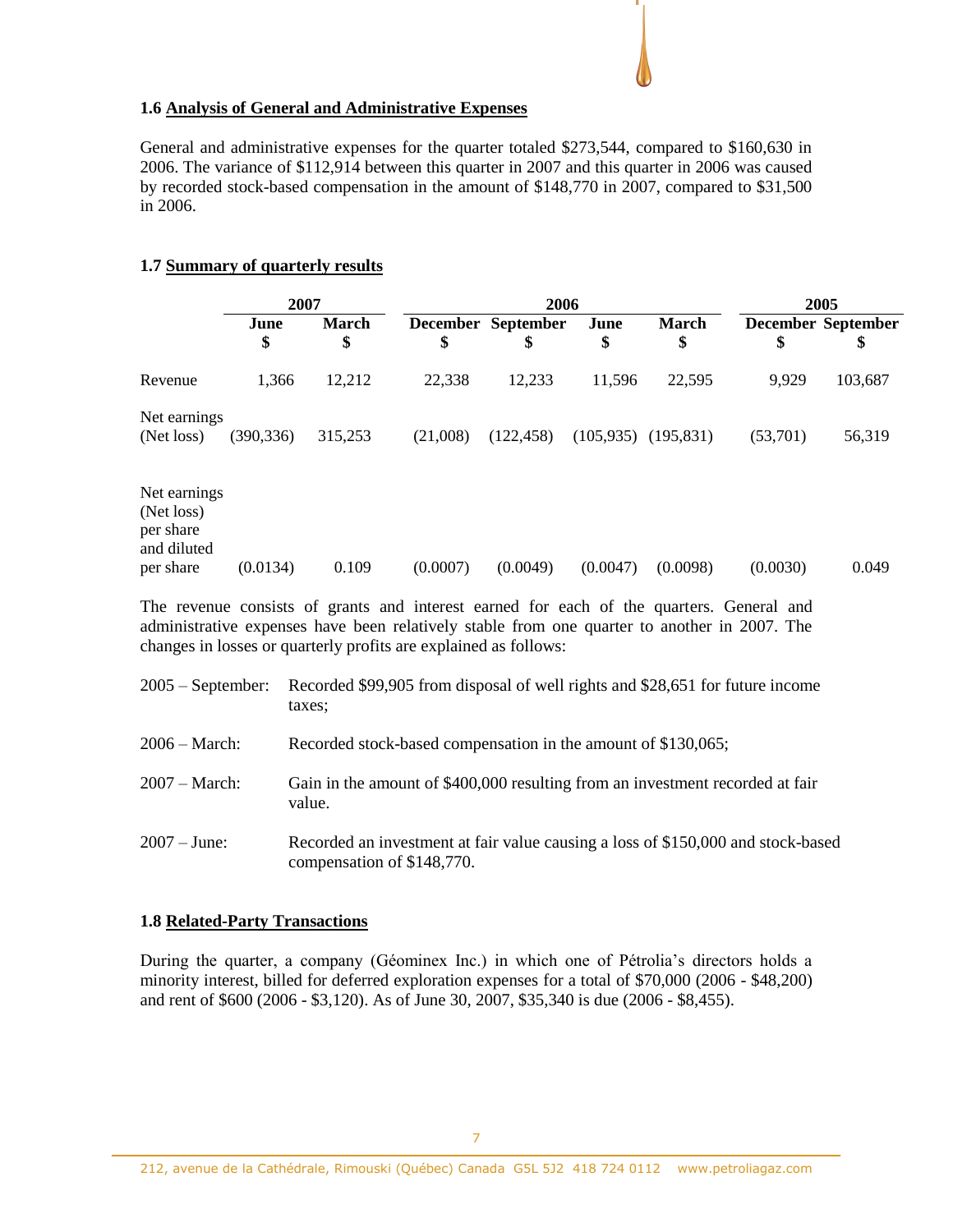### 1.6 Analysis of General and Administrative Expenses

General and administrative expenses for the quarter totaled $273,544, compared to $160,630 in 2006. The variance of $112,914 between this quarter in 2007 and this quarter in 2006 was caused by recorded stock-based compensation in the amount of $148,770 in 2007, compared to $31,500 in 2006.

### 1.7 Summary of quarterly results

| | 2007 | | 2006 | | | | 2005 | |
|---|---|---|---|---|---|---|---|---|
| | June<br>$ | March<br>$ | December<br>$ | September<br>$ | June<br>$ | March<br>$ | December<br>$ | September<br>$ |
| Revenue | 1,366 | 12,212 | 22,338 | 12,233 | 11,596 | 22,595 | 9,929 | 103,687 |
| Net earnings (Net loss) | (390,336) | 315,253 | (21,008) | (122,458) | (105,935) | (195,831) | (53,701) | 56,319 |
| Net earnings (Net loss) per share and diluted per share | (0.0134) | 0.109 | (0.0007) | (0.0049) | (0.0047) | (0.0098) | (0.0030) | 0.049 |

The revenue consists of grants and interest earned for each of the quarters. General and administrative expenses have been relatively stable from one quarter to another in 2007. The changes in losses or quarterly profits are explained as follows:

- 2005 – September: Recorded $99,905 from disposal of well rights and $28,651 for future income taxes;
- 2006 – March: Recorded stock-based compensation in the amount of $130,065;
- 2007 – March: Gain in the amount of $400,000 resulting from an investment recorded at fair value.
- 2007 – June: Recorded an investment at fair value causing a loss of $150,000 and stock-based compensation of $148,770.

### 1.8 Related-Party Transactions

During the quarter, a company (Géominex Inc.) in which one of Pétrolia's directors holds a minority interest, billed for deferred exploration expenses for a total of $70,000 (2006 - $48,200) and rent of $600 (2006 - $3,120). As of June 30, 2007, $35,340 is due (2006 - $8,455).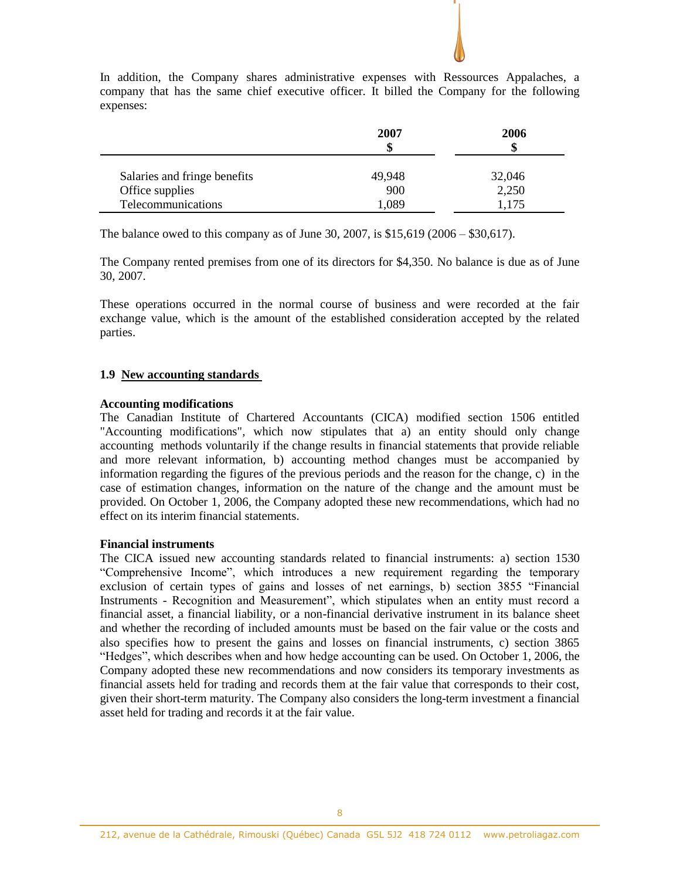In addition, the Company shares administrative expenses with Ressources Appalaches, a company that has the same chief executive officer. It billed the Company for the following expenses:

| | 2007<br>$ | 2006<br>$ |
|---|---|---|
| Salaries and fringe benefits | 49,948 | 32,046 |
| Office supplies | 900 | 2,250 |
| Telecommunications | 1,089 | 1,175 |

The balance owed to this company as of June 30, 2007, is $15,619 (2006 – $30,617).

The Company rented premises from one of its directors for $4,350. No balance is due as of June 30, 2007.

These operations occurred in the normal course of business and were recorded at the fair exchange value, which is the amount of the established consideration accepted by the related parties.

## 1.9 New accounting standards

**Accounting modifications**

The Canadian Institute of Chartered Accountants (CICA) modified section 1506 entitled "Accounting modifications", which now stipulates that a) an entity should only change accounting methods voluntarily if the change results in financial statements that provide reliable and more relevant information, b) accounting method changes must be accompanied by information regarding the figures of the previous periods and the reason for the change, c) in the case of estimation changes, information on the nature of the change and the amount must be provided. On October 1, 2006, the Company adopted these new recommendations, which had no effect on its interim financial statements.

**Financial instruments**

The CICA issued new accounting standards related to financial instruments: a) section 1530 "Comprehensive Income", which introduces a new requirement regarding the temporary exclusion of certain types of gains and losses of net earnings, b) section 3855 "Financial Instruments - Recognition and Measurement", which stipulates when an entity must record a financial asset, a financial liability, or a non-financial derivative instrument in its balance sheet and whether the recording of included amounts must be based on the fair value or the costs and also specifies how to present the gains and losses on financial instruments, c) section 3865 "Hedges", which describes when and how hedge accounting can be used. On October 1, 2006, the Company adopted these new recommendations and now considers its temporary investments as financial assets held for trading and records them at the fair value that corresponds to their cost, given their short-term maturity. The Company also considers the long-term investment a financial asset held for trading and records it at the fair value.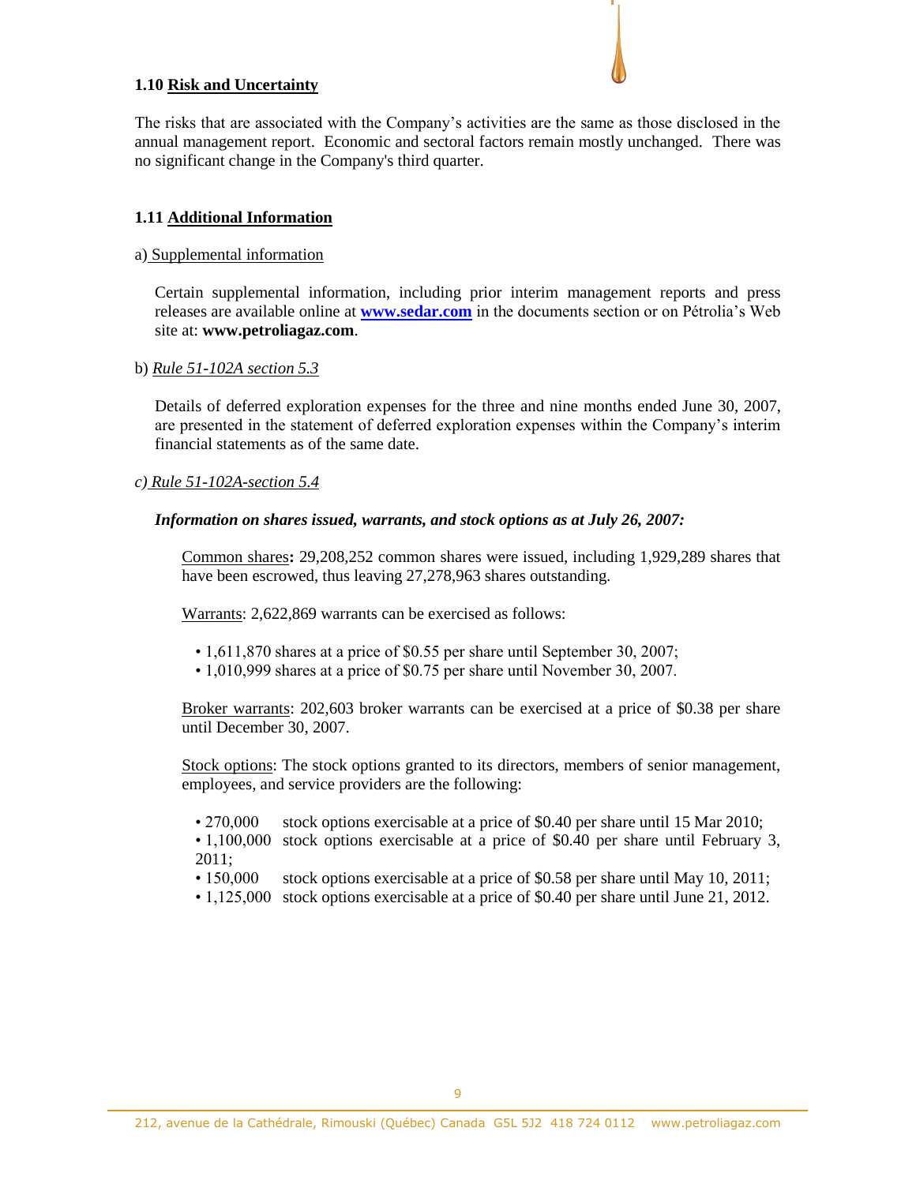## 1.10 Risk and Uncertainty

The risks that are associated with the Company's activities are the same as those disclosed in the annual management report. Economic and sectoral factors remain mostly unchanged. There was no significant change in the Company's third quarter.

## 1.11 Additional Information

a) Supplemental information

Certain supplemental information, including prior interim management reports and press releases are available online at **www.sedar.com** in the documents section or on Pétrolia's Web site at: **www.petroliagaz.com**.

b) *Rule 51-102A section 5.3*

Details of deferred exploration expenses for the three and nine months ended June 30, 2007, are presented in the statement of deferred exploration expenses within the Company's interim financial statements as of the same date.

*c) Rule 51-102A-section 5.4*

***Information on shares issued, warrants, and stock options as at July 26, 2007:***

Common shares**:** 29,208,252 common shares were issued, including 1,929,289 shares that have been escrowed, thus leaving 27,278,963 shares outstanding.

Warrants: 2,622,869 warrants can be exercised as follows:

- 1,611,870 shares at a price of $0.55 per share until September 30, 2007;
- 1,010,999 shares at a price of $0.75 per share until November 30, 2007.

Broker warrants: 202,603 broker warrants can be exercised at a price of $0.38 per share until December 30, 2007.

Stock options: The stock options granted to its directors, members of senior management, employees, and service providers are the following:

- 270,000 stock options exercisable at a price of $0.40 per share until 15 Mar 2010;
- 1,100,000 stock options exercisable at a price of $0.40 per share until February 3, 2011;
- 150,000 stock options exercisable at a price of $0.58 per share until May 10, 2011;
- 1,125,000 stock options exercisable at a price of $0.40 per share until June 21, 2012.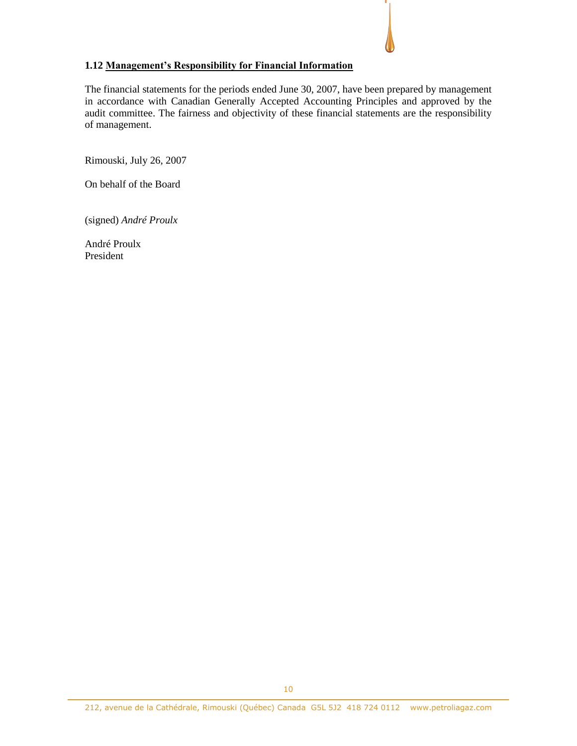### 1.12 Management's Responsibility for Financial Information

The financial statements for the periods ended June 30, 2007, have been prepared by management in accordance with Canadian Generally Accepted Accounting Principles and approved by the audit committee. The fairness and objectivity of these financial statements are the responsibility of management.

Rimouski, July 26, 2007

On behalf of the Board

(signed) *André Proulx*

André Proulx
President